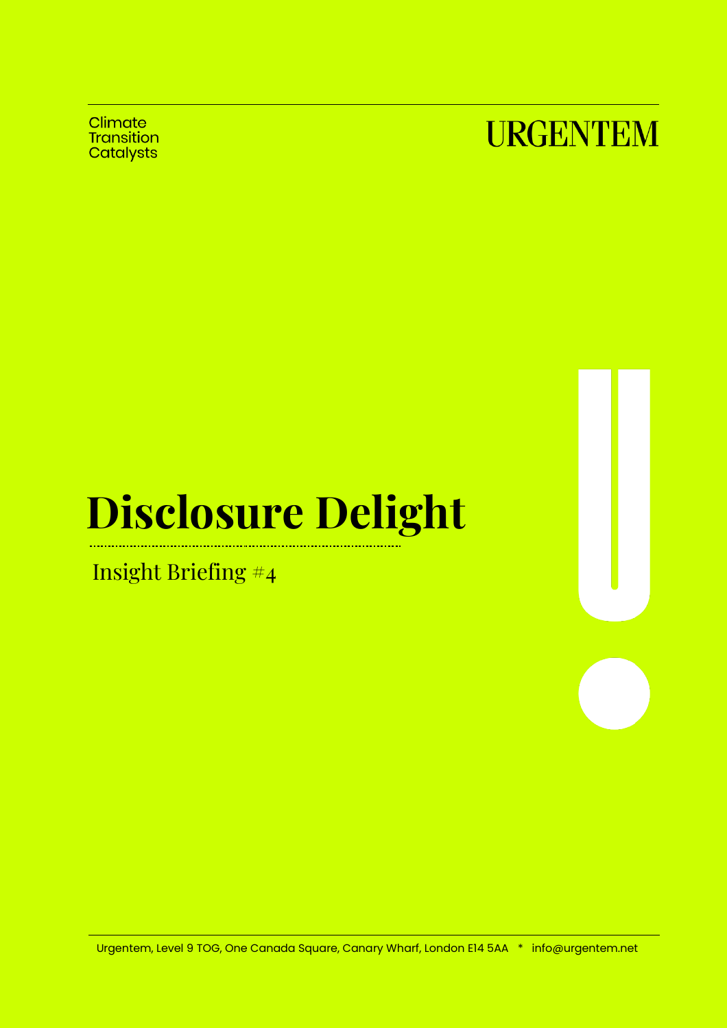Climate Transition Catalysts

URGENTEM

# Disclosure Delight

Insight Briefing #4

Urgentem, Level 9 TOG, One Canada Square, Canary Wharf, London E14 5AA * info@urgentem.net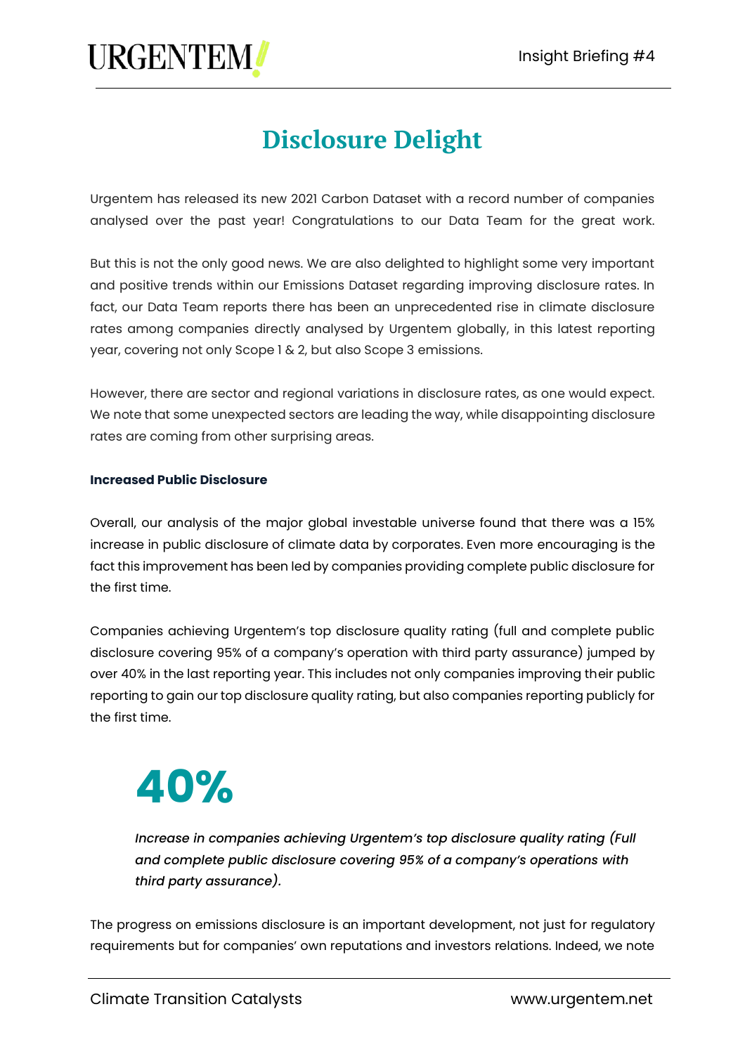# Disclosure Delight

Urgentem has released its new 2021 Carbon Dataset with a record number of companies analysed over the past year! Congratulations to our Data Team for the great work.

But this is not the only good news. We are also delighted to highlight some very important and positive trends within our Emissions Dataset regarding improving disclosure rates. In fact, our Data Team reports there has been an unprecedented rise in climate disclosure rates among companies directly analysed by Urgentem globally, in this latest reporting year, covering not only Scope 1 & 2, but also Scope 3 emissions.

However, there are sector and regional variations in disclosure rates, as one would expect. We note that some unexpected sectors are leading the way, while disappointing disclosure rates are coming from other surprising areas.

**Increased Public Disclosure**

Overall, our analysis of the major global investable universe found that there was a 15% increase in public disclosure of climate data by corporates. Even more encouraging is the fact this improvement has been led by companies providing complete public disclosure for the first time.

Companies achieving Urgentem's top disclosure quality rating (full and complete public disclosure covering 95% of a company's operation with third party assurance) jumped by over 40% in the last reporting year. This includes not only companies improving their public reporting to gain our top disclosure quality rating, but also companies reporting publicly for the first time.

## 40%

*Increase in companies achieving Urgentem's top disclosure quality rating (Full and complete public disclosure covering 95% of a company's operations with third party assurance).*

The progress on emissions disclosure is an important development, not just for regulatory requirements but for companies' own reputations and investors relations. Indeed, we note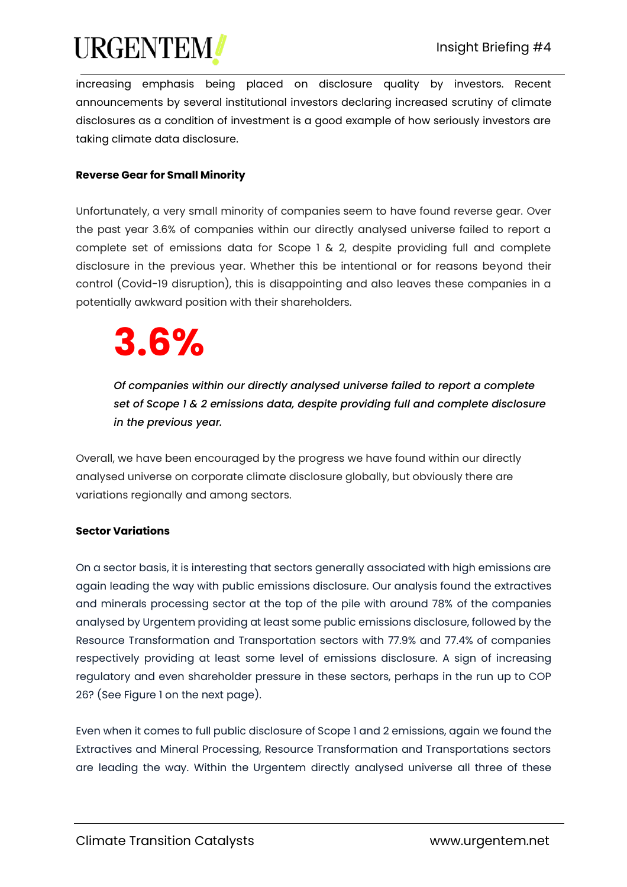increasing emphasis being placed on disclosure quality by investors. Recent announcements by several institutional investors declaring increased scrutiny of climate disclosures as a condition of investment is a good example of how seriously investors are taking climate data disclosure.

**Reverse Gear for Small Minority**

Unfortunately, a very small minority of companies seem to have found reverse gear. Over the past year 3.6% of companies within our directly analysed universe failed to report a complete set of emissions data for Scope 1 & 2, despite providing full and complete disclosure in the previous year. Whether this be intentional or for reasons beyond their control (Covid-19 disruption), this is disappointing and also leaves these companies in a potentially awkward position with their shareholders.

> **3.6%**
>
> *Of companies within our directly analysed universe failed to report a complete set of Scope 1 & 2 emissions data, despite providing full and complete disclosure in the previous year.*

Overall, we have been encouraged by the progress we have found within our directly analysed universe on corporate climate disclosure globally, but obviously there are variations regionally and among sectors.

**Sector Variations**

On a sector basis, it is interesting that sectors generally associated with high emissions are again leading the way with public emissions disclosure. Our analysis found the extractives and minerals processing sector at the top of the pile with around 78% of the companies analysed by Urgentem providing at least some public emissions disclosure, followed by the Resource Transformation and Transportation sectors with 77.9% and 77.4% of companies respectively providing at least some level of emissions disclosure. A sign of increasing regulatory and even shareholder pressure in these sectors, perhaps in the run up to COP 26? (See Figure 1 on the next page).

Even when it comes to full public disclosure of Scope 1 and 2 emissions, again we found the Extractives and Mineral Processing, Resource Transformation and Transportations sectors are leading the way. Within the Urgentem directly analysed universe all three of these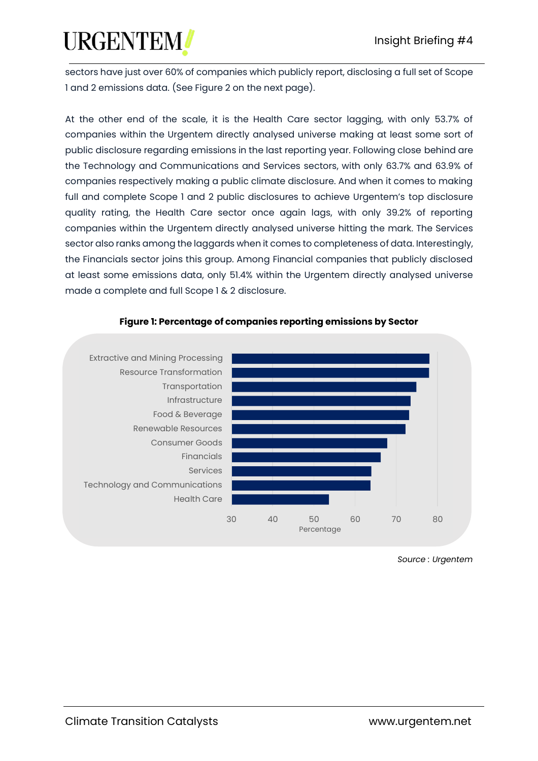sectors have just over 60% of companies which publicly report, disclosing a full set of Scope 1 and 2 emissions data. (See Figure 2 on the next page).

At the other end of the scale, it is the Health Care sector lagging, with only 53.7% of companies within the Urgentem directly analysed universe making at least some sort of public disclosure regarding emissions in the last reporting year. Following close behind are the Technology and Communications and Services sectors, with only 63.7% and 63.9% of companies respectively making a public climate disclosure. And when it comes to making full and complete Scope 1 and 2 public disclosures to achieve Urgentem's top disclosure quality rating, the Health Care sector once again lags, with only 39.2% of reporting companies within the Urgentem directly analysed universe hitting the mark. The Services sector also ranks among the laggards when it comes to completeness of data. Interestingly, the Financials sector joins this group. Among Financial companies that publicly disclosed at least some emissions data, only 51.4% within the Urgentem directly analysed universe made a complete and full Scope 1 & 2 disclosure.

**Figure 1: Percentage of companies reporting emissions by Sector**

| Sector |
|---|
| Extractive and Mining Processing |
| Resource Transformation |
| Transportation |
| Infrastructure |
| Food & Beverage |
| Renewable Resources |
| Consumer Goods |
| Financials |
| Services |
| Technology and Communications |
| Health Care |

Percentage (axis: 30, 40, 50, 60, 70, 80)

*Source : Urgentem*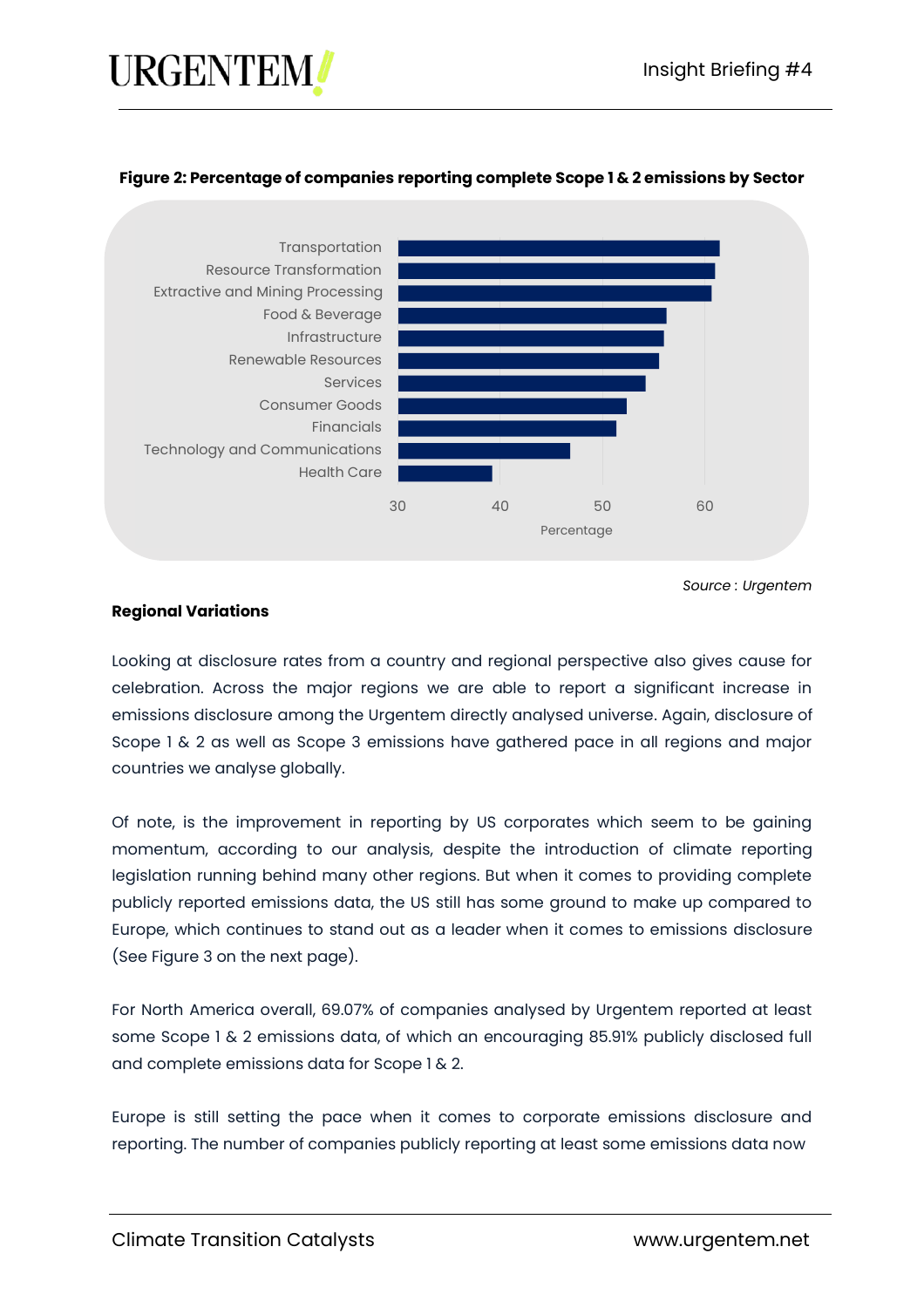**Figure 2: Percentage of companies reporting complete Scope 1 & 2 emissions by Sector**

*Source* : *Urgentem*

**Regional Variations**

Looking at disclosure rates from a country and regional perspective also gives cause for celebration. Across the major regions we are able to report a significant increase in emissions disclosure among the Urgentem directly analysed universe. Again, disclosure of Scope 1 & 2 as well as Scope 3 emissions have gathered pace in all regions and major countries we analyse globally.

Of note, is the improvement in reporting by US corporates which seem to be gaining momentum, according to our analysis, despite the introduction of climate reporting legislation running behind many other regions. But when it comes to providing complete publicly reported emissions data, the US still has some ground to make up compared to Europe, which continues to stand out as a leader when it comes to emissions disclosure (See Figure 3 on the next page).

For North America overall, 69.07% of companies analysed by Urgentem reported at least some Scope 1 & 2 emissions data, of which an encouraging 85.91% publicly disclosed full and complete emissions data for Scope 1 & 2.

Europe is still setting the pace when it comes to corporate emissions disclosure and reporting. The number of companies publicly reporting at least some emissions data now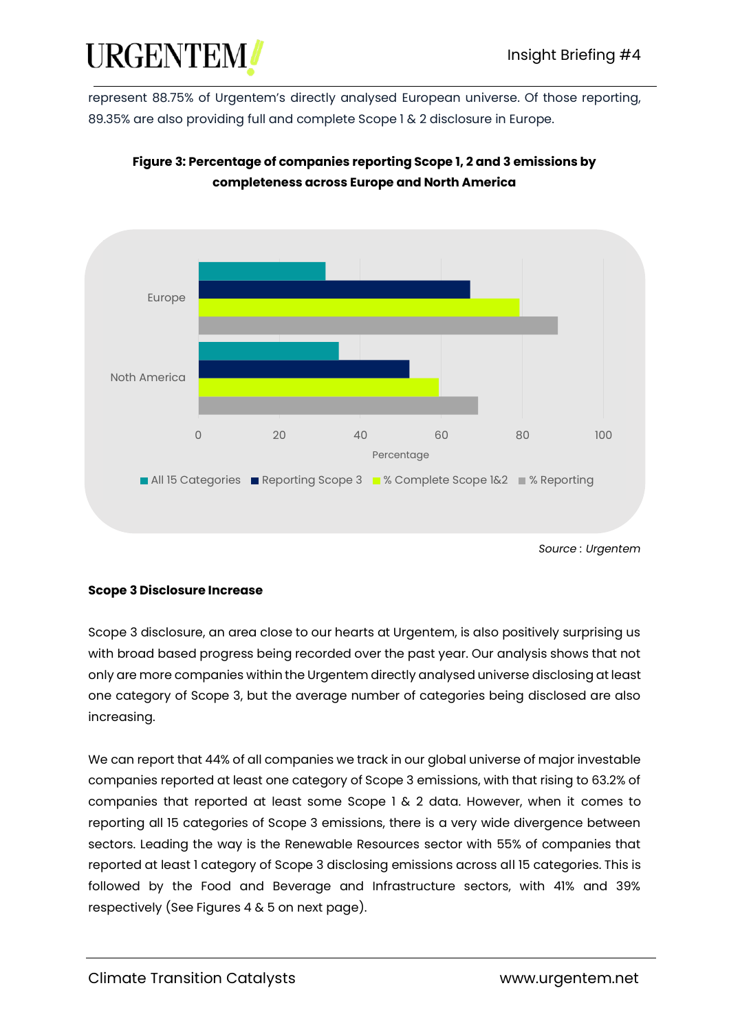represent 88.75% of Urgentem's directly analysed European universe. Of those reporting, 89.35% are also providing full and complete Scope 1 & 2 disclosure in Europe.

**Figure 3: Percentage of companies reporting Scope 1, 2 and 3 emissions by completeness across Europe and North America**

*Source : Urgentem*

**Scope 3 Disclosure Increase**

Scope 3 disclosure, an area close to our hearts at Urgentem, is also positively surprising us with broad based progress being recorded over the past year. Our analysis shows that not only are more companies within the Urgentem directly analysed universe disclosing at least one category of Scope 3, but the average number of categories being disclosed are also increasing.

We can report that 44% of all companies we track in our global universe of major investable companies reported at least one category of Scope 3 emissions, with that rising to 63.2% of companies that reported at least some Scope 1 & 2 data. However, when it comes to reporting all 15 categories of Scope 3 emissions, there is a very wide divergence between sectors. Leading the way is the Renewable Resources sector with 55% of companies that reported at least 1 category of Scope 3 disclosing emissions across all 15 categories. This is followed by the Food and Beverage and Infrastructure sectors, with 41% and 39% respectively (See Figures 4 & 5 on next page).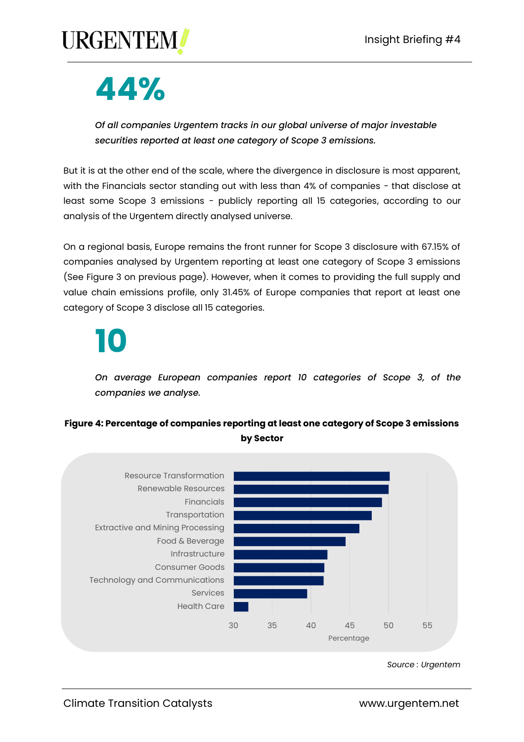# 44%

*Of all companies Urgentem tracks in our global universe of major investable securities reported at least one category of Scope 3 emissions.*

But it is at the other end of the scale, where the divergence in disclosure is most apparent, with the Financials sector standing out with less than 4% of companies - that disclose at least some Scope 3 emissions - publicly reporting all 15 categories, according to our analysis of the Urgentem directly analysed universe.

On a regional basis, Europe remains the front runner for Scope 3 disclosure with 67.15% of companies analysed by Urgentem reporting at least one category of Scope 3 emissions (See Figure 3 on previous page). However, when it comes to providing the full supply and value chain emissions profile, only 31.45% of Europe companies that report at least one category of Scope 3 disclose all 15 categories.

# 10

*On average European companies report 10 categories of Scope 3, of the companies we analyse.*

**Figure 4: Percentage of companies reporting at least one category of Scope 3 emissions by Sector**

Resource Transformation
Renewable Resources
Financials
Transportation
Extractive and Mining Processing
Food & Beverage
Infrastructure
Consumer Goods
Technology and Communications
Services
Health Care

30 35 40 45 50 55
Percentage

*Source : Urgentem*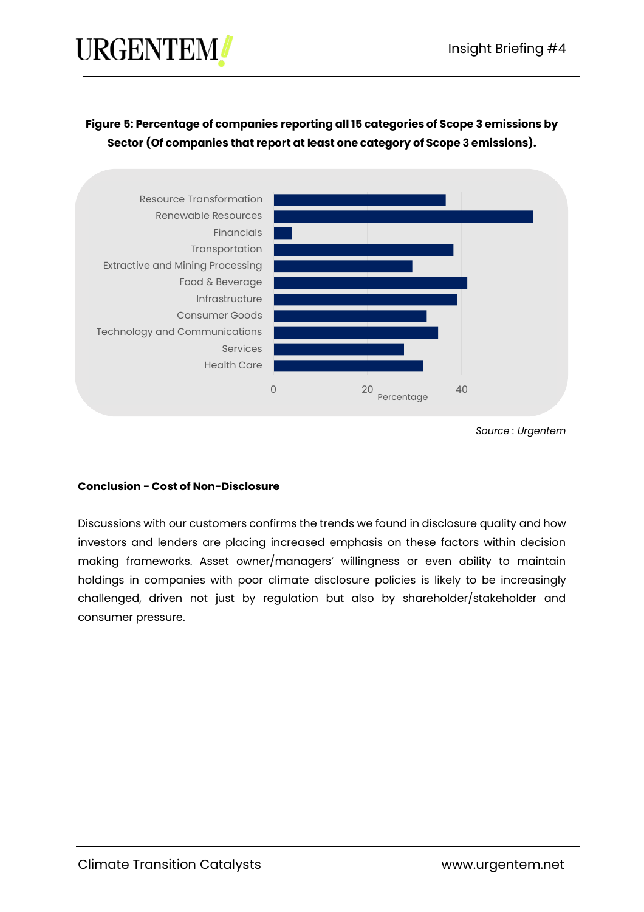**Figure 5: Percentage of companies reporting all 15 categories of Scope 3 emissions by Sector (Of companies that report at least one category of Scope 3 emissions).**

*Source : Urgentem*

**Conclusion - Cost of Non-Disclosure**

Discussions with our customers confirms the trends we found in disclosure quality and how investors and lenders are placing increased emphasis on these factors within decision making frameworks. Asset owner/managers' willingness or even ability to maintain holdings in companies with poor climate disclosure policies is likely to be increasingly challenged, driven not just by regulation but also by shareholder/stakeholder and consumer pressure.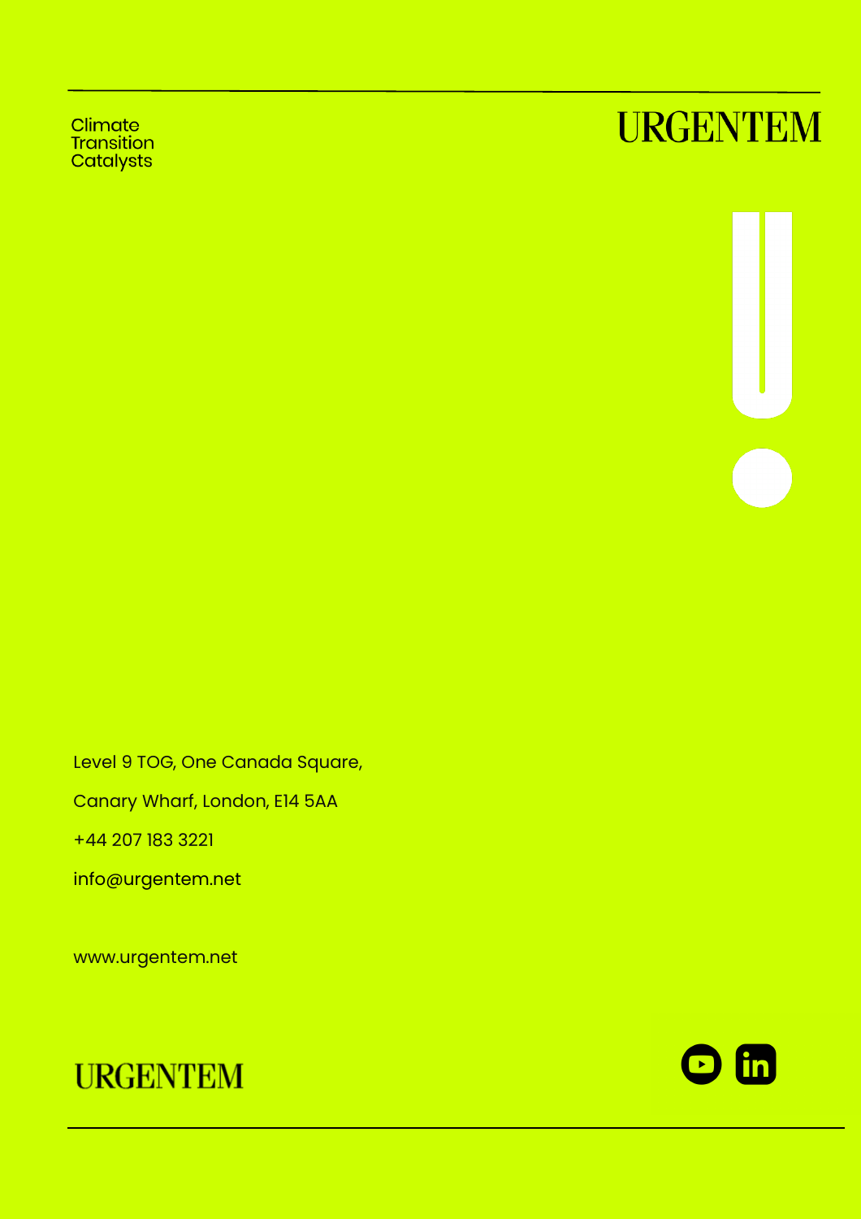Climate
Transition
Catalysts

URGENTEM

Level 9 TOG, One Canada Square,

Canary Wharf, London, E14 5AA

+44 207 183 3221

info@urgentem.net

www.urgentem.net

URGENTEM